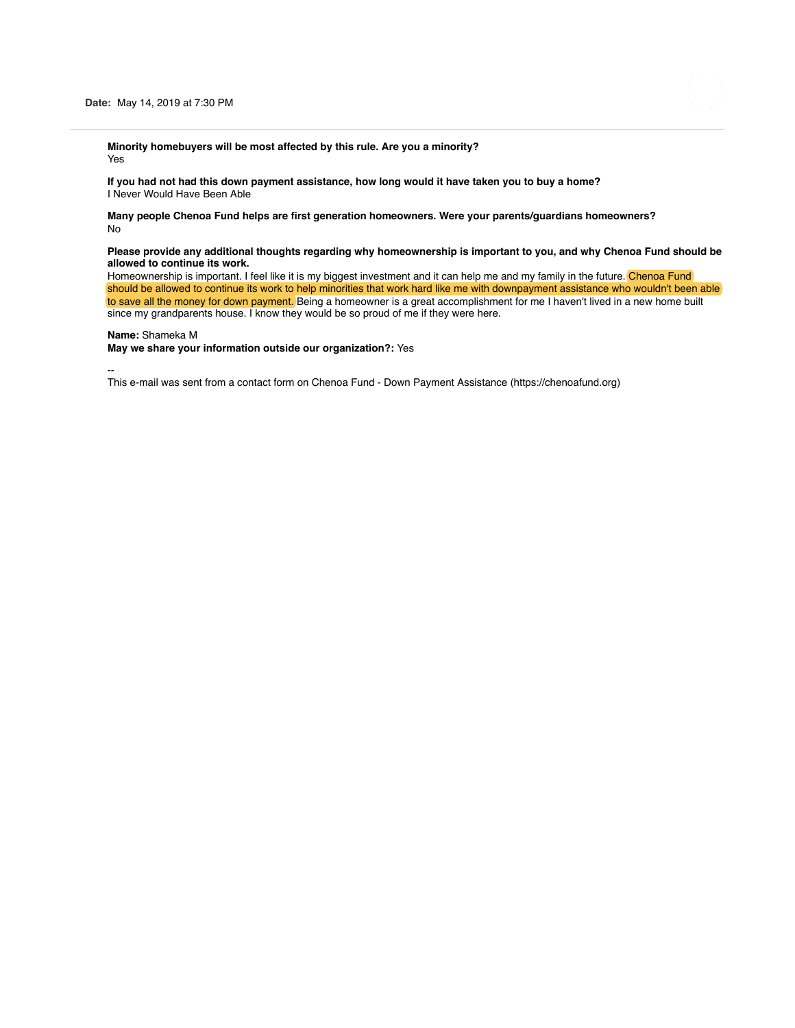**Date:** May 14, 2019 at 7:30 PM

---

**Minority homebuyers will be most affected by this rule. Are you a minority?**
Yes

**If you had not had this down payment assistance, how long would it have taken you to buy a home?**
I Never Would Have Been Able

**Many people Chenoa Fund helps are first generation homeowners. Were your parents/guardians homeowners?**
No

**Please provide any additional thoughts regarding why homeownership is important to you, and why Chenoa Fund should be allowed to continue its work.**
Homeownership is important. I feel like it is my biggest investment and it can help me and my family in the future. Chenoa Fund should be allowed to continue its work to help minorities that work hard like me with downpayment assistance who wouldn't been able to save all the money for down payment. Being a homeowner is a great accomplishment for me I haven't lived in a new home built since my grandparents house. I know they would be so proud of me if they were here.

**Name:** Shameka M
**May we share your information outside our organization?:** Yes

--
This e-mail was sent from a contact form on Chenoa Fund - Down Payment Assistance (https://chenoafund.org)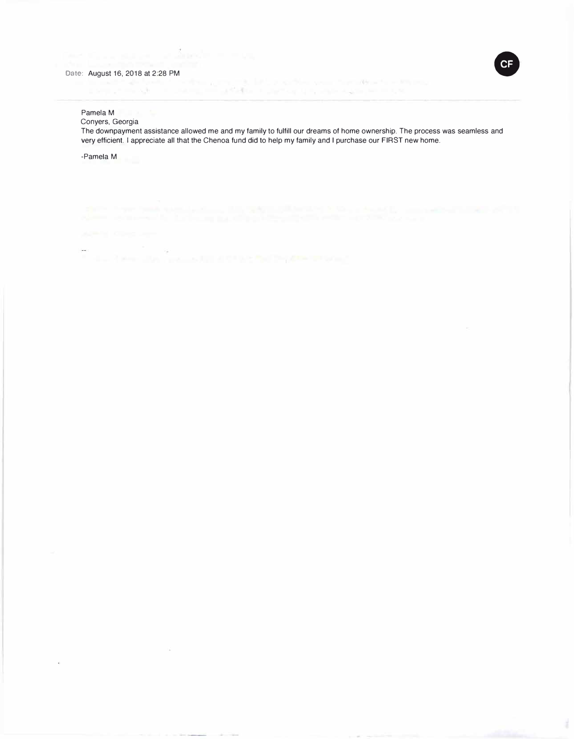Date: August 16, 2018 at 2:28 PM

Pamela M

Conyers, Georgia

The downpayment assistance allowed me and my family to fulfill our dreams of home ownership. The process was seamless and very efficient. I appreciate all that the Chenoa fund did to help my family and I purchase our FIRST new home.

-Pamela M

--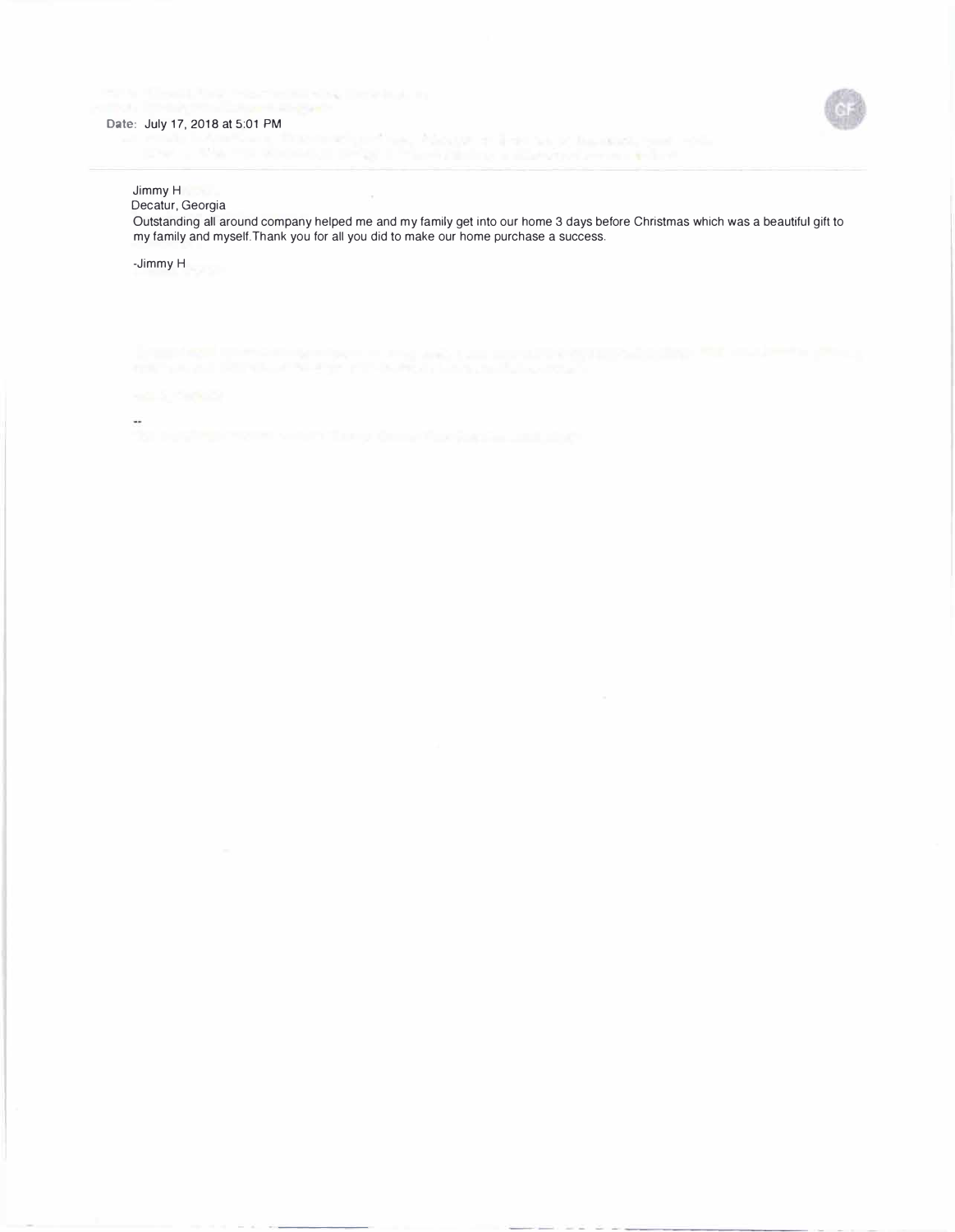Date: July 17, 2018 at 5:01 PM

Jimmy H
Decatur, Georgia
Outstanding all around company helped me and my family get into our home 3 days before Christmas which was a beautiful gift to my family and myself.Thank you for all you did to make our home purchase a success.

-Jimmy H

--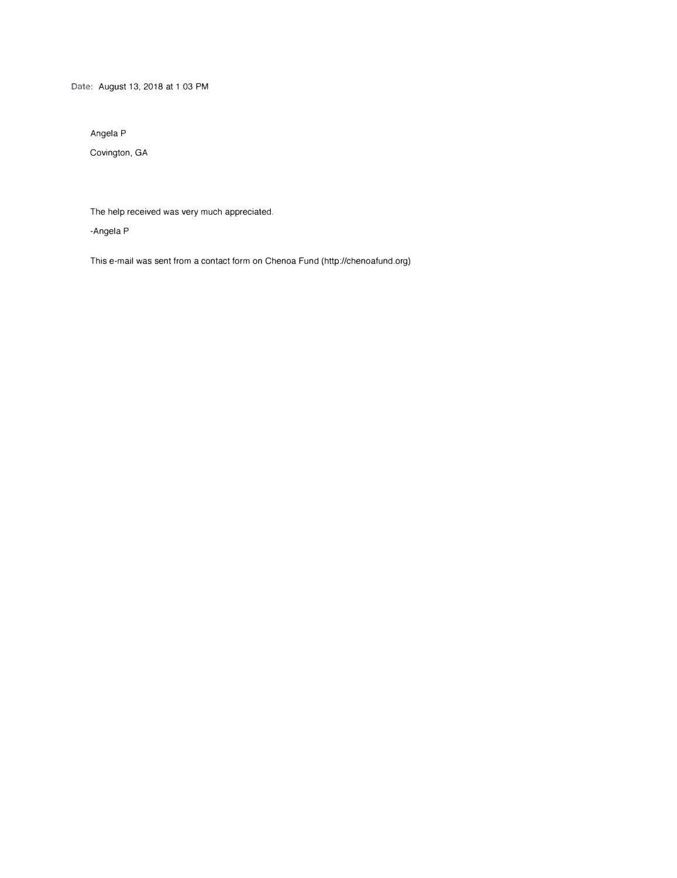**Date:** August 13, 2018 at 1:03 PM

Angela P

Covington, GA

The help received was very much appreciated.

-Angela P

This e-mail was sent from a contact form on Chenoa Fund (http://chenoafund.org)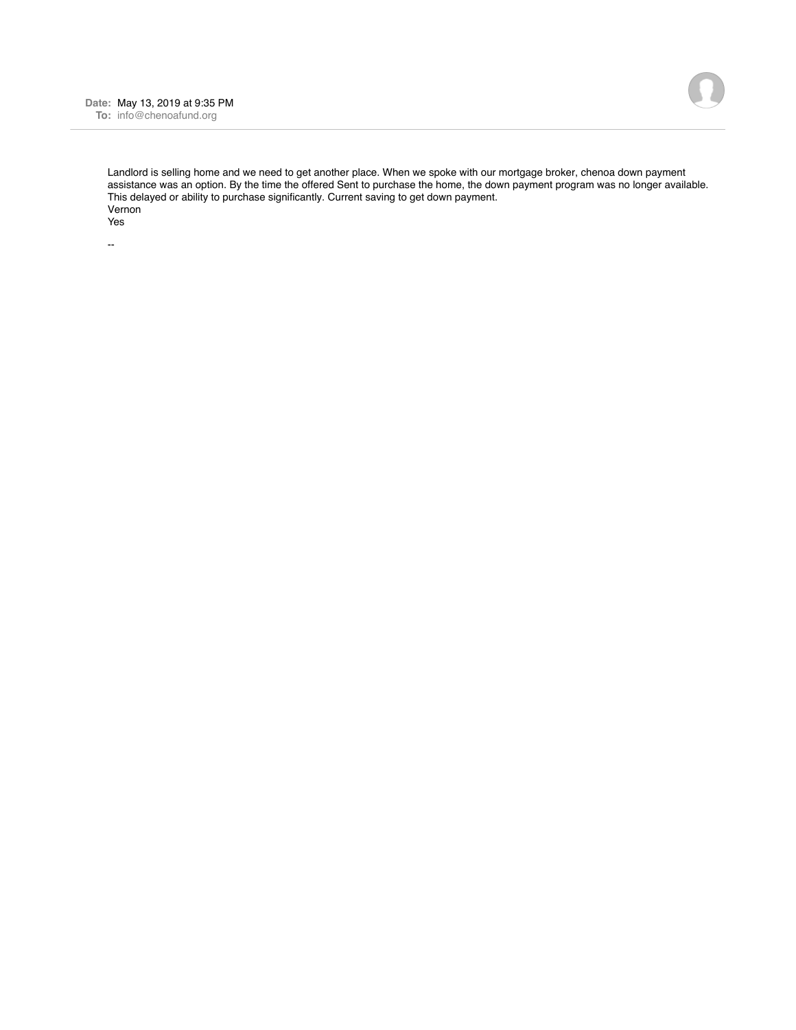**Date:** May 13, 2019 at 9:35 PM
**To:** info@chenoafund.org

Landlord is selling home and we need to get another place. When we spoke with our mortgage broker, chenoa down payment assistance was an option. By the time the offered Sent to purchase the home, the down payment program was no longer available. This delayed or ability to purchase significantly. Current saving to get down payment.
Vernon
Yes

--